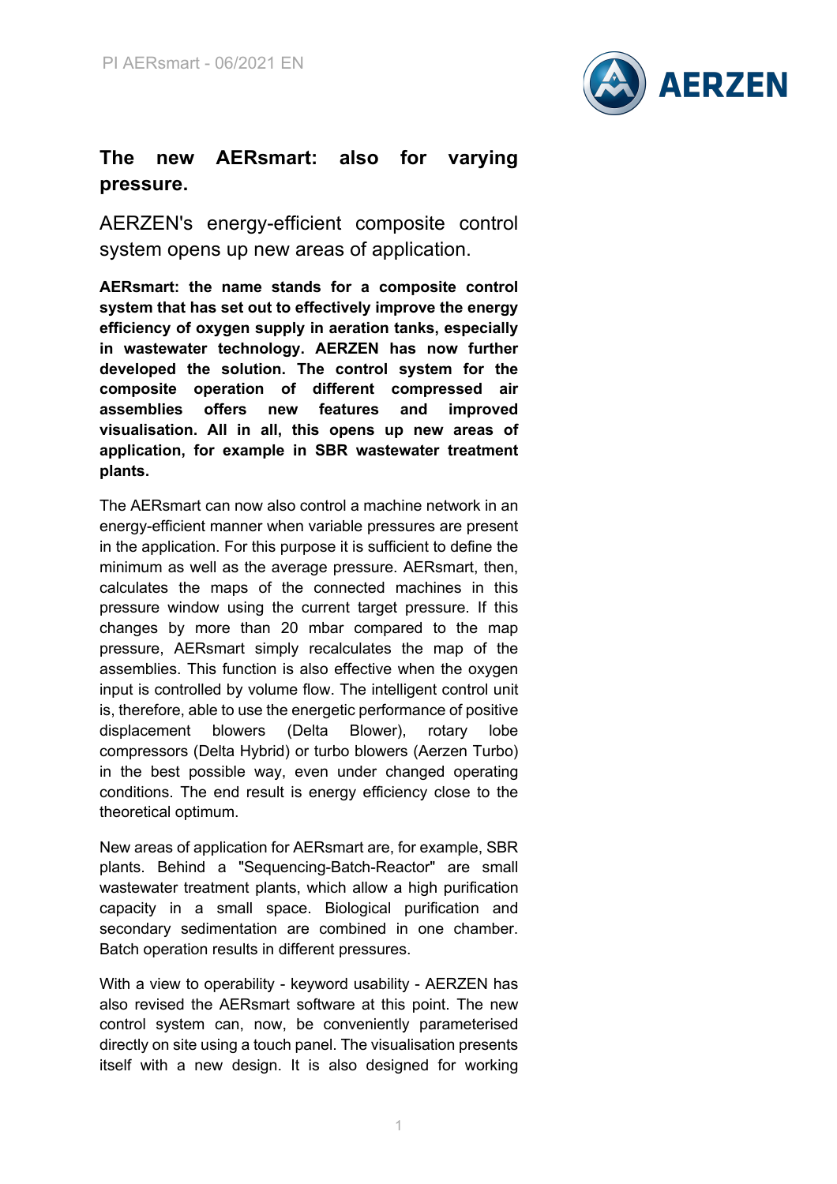# The new AERsmart: also for varying pressure.

## AERZEN's energy-efficient composite control system opens up new areas of application.

**AERsmart: the name stands for a composite control system that has set out to effectively improve the energy efficiency of oxygen supply in aeration tanks, especially in wastewater technology. AERZEN has now further developed the solution. The control system for the composite operation of different compressed air assemblies offers new features and improved visualisation. All in all, this opens up new areas of application, for example in SBR wastewater treatment plants.**

The AERsmart can now also control a machine network in an energy-efficient manner when variable pressures are present in the application. For this purpose it is sufficient to define the minimum as well as the average pressure. AERsmart, then, calculates the maps of the connected machines in this pressure window using the current target pressure. If this changes by more than 20 mbar compared to the map pressure, AERsmart simply recalculates the map of the assemblies. This function is also effective when the oxygen input is controlled by volume flow. The intelligent control unit is, therefore, able to use the energetic performance of positive displacement blowers (Delta Blower), rotary lobe compressors (Delta Hybrid) or turbo blowers (Aerzen Turbo) in the best possible way, even under changed operating conditions. The end result is energy efficiency close to the theoretical optimum.

New areas of application for AERsmart are, for example, SBR plants. Behind a "Sequencing-Batch-Reactor" are small wastewater treatment plants, which allow a high purification capacity in a small space. Biological purification and secondary sedimentation are combined in one chamber. Batch operation results in different pressures.

With a view to operability - keyword usability - AERZEN has also revised the AERsmart software at this point. The new control system can, now, be conveniently parameterised directly on site using a touch panel. The visualisation presents itself with a new design. It is also designed for working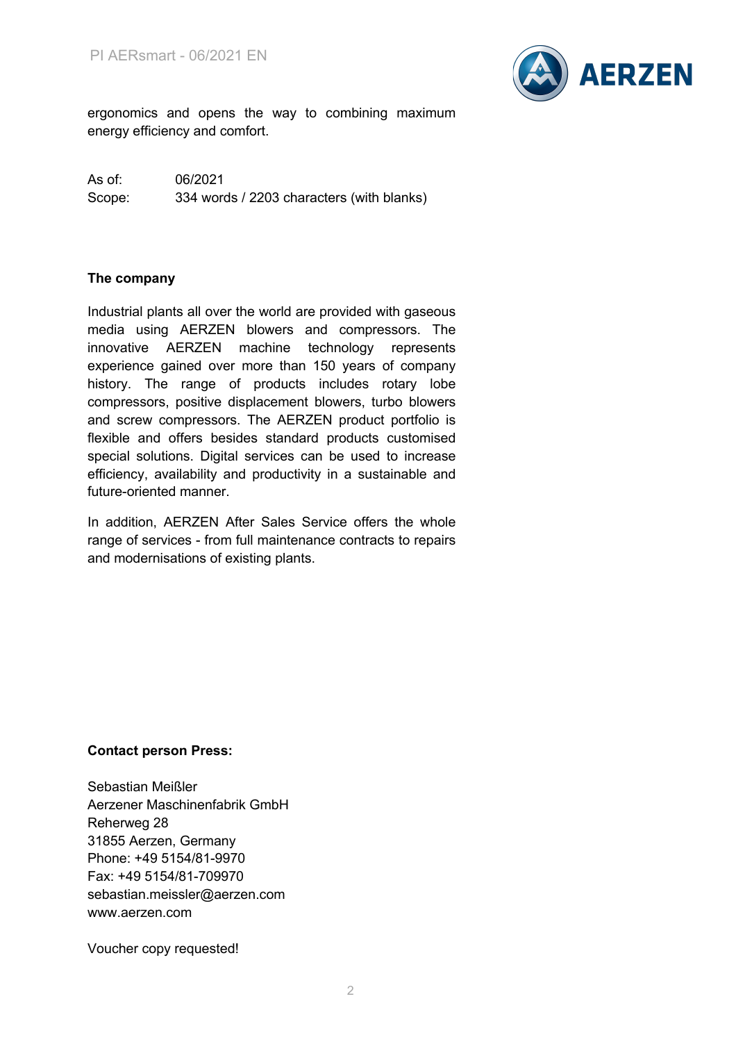ergonomics and opens the way to combining maximum energy efficiency and comfort.

| | |
|---|---|
| As of: | 06/2021 |
| Scope: | 334 words / 2203 characters (with blanks) |

**The company**

Industrial plants all over the world are provided with gaseous media using AERZEN blowers and compressors. The innovative AERZEN machine technology represents experience gained over more than 150 years of company history. The range of products includes rotary lobe compressors, positive displacement blowers, turbo blowers and screw compressors. The AERZEN product portfolio is flexible and offers besides standard products customised special solutions. Digital services can be used to increase efficiency, availability and productivity in a sustainable and future-oriented manner.

In addition, AERZEN After Sales Service offers the whole range of services - from full maintenance contracts to repairs and modernisations of existing plants.

**Contact person Press:**

Sebastian Meißler
Aerzener Maschinenfabrik GmbH
Reherweg 28
31855 Aerzen, Germany
Phone: +49 5154/81-9970
Fax: +49 5154/81-709970
sebastian.meissler@aerzen.com
www.aerzen.com

Voucher copy requested!